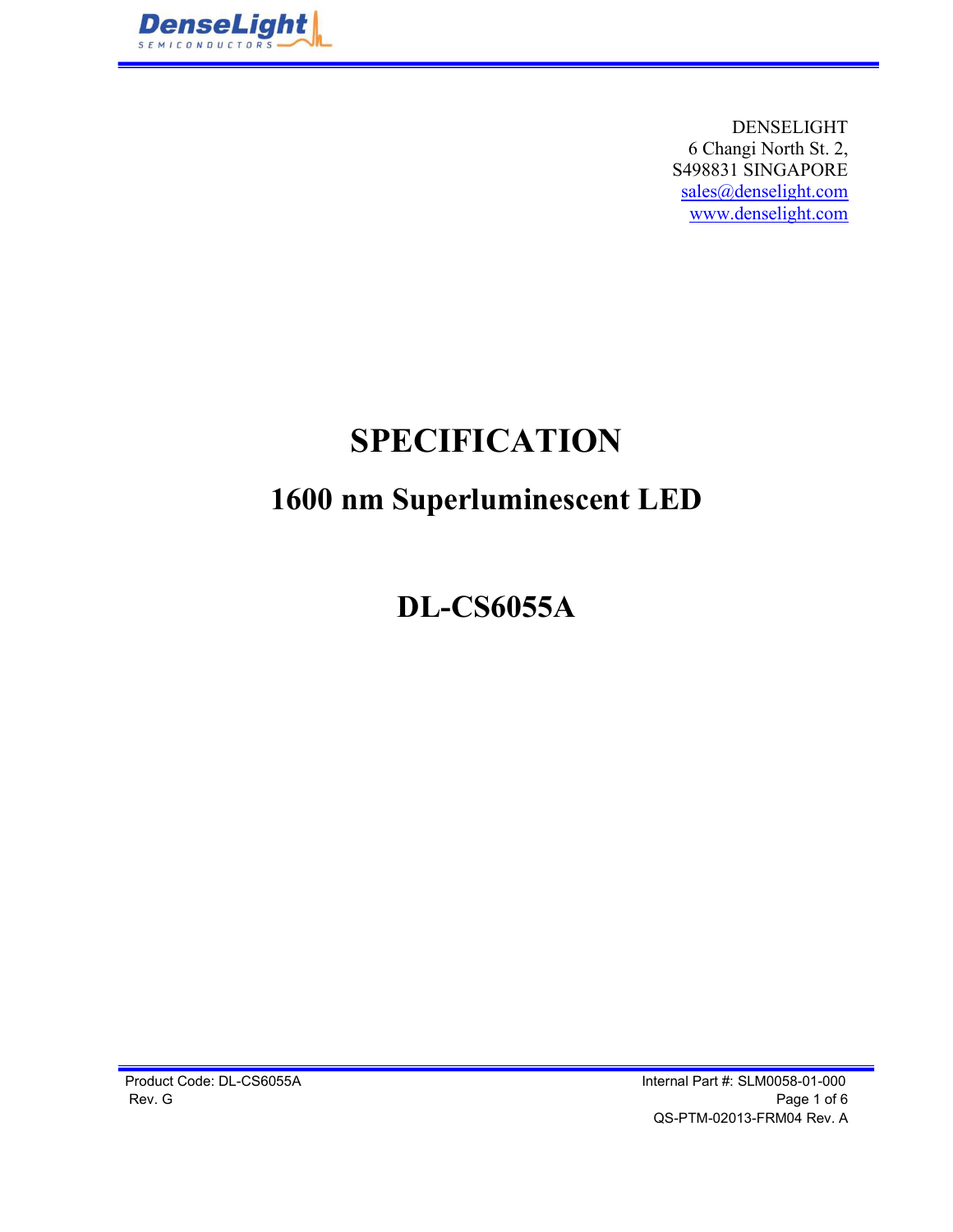DENSELIGHT
6 Changi North St. 2,
S498831 SINGAPORE
sales@denselight.com
www.denselight.com

# SPECIFICATION

## 1600 nm Superluminescent LED

# DL-CS6055A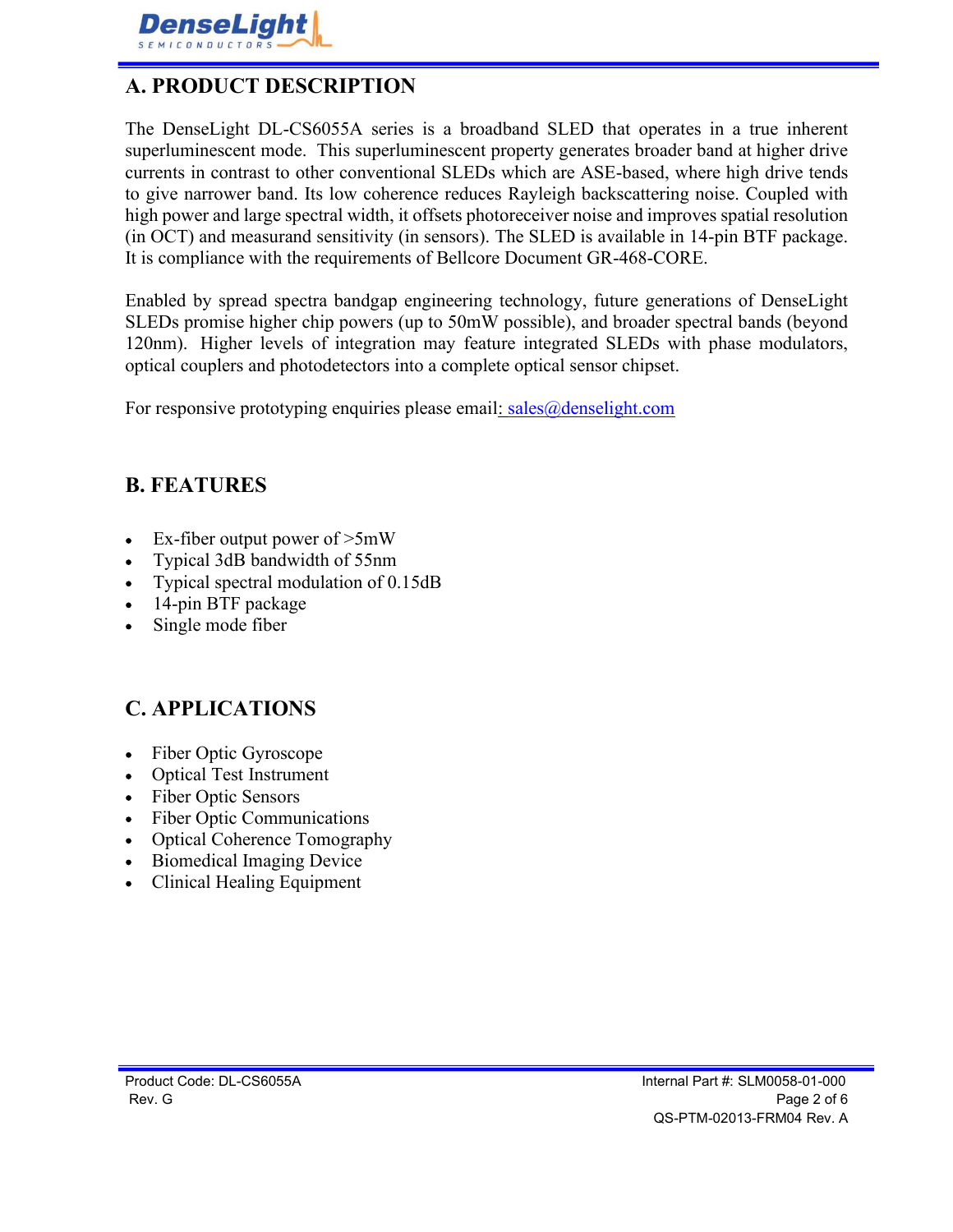## A. PRODUCT DESCRIPTION

The DenseLight DL-CS6055A series is a broadband SLED that operates in a true inherent superluminescent mode. This superluminescent property generates broader band at higher drive currents in contrast to other conventional SLEDs which are ASE-based, where high drive tends to give narrower band. Its low coherence reduces Rayleigh backscattering noise. Coupled with high power and large spectral width, it offsets photoreceiver noise and improves spatial resolution (in OCT) and measurand sensitivity (in sensors). The SLED is available in 14-pin BTF package. It is compliance with the requirements of Bellcore Document GR-468-CORE.

Enabled by spread spectra bandgap engineering technology, future generations of DenseLight SLEDs promise higher chip powers (up to 50mW possible), and broader spectral bands (beyond 120nm). Higher levels of integration may feature integrated SLEDs with phase modulators, optical couplers and photodetectors into a complete optical sensor chipset.

For responsive prototyping enquiries please email: sales@denselight.com

## B. FEATURES

- Ex-fiber output power of >5mW
- Typical 3dB bandwidth of 55nm
- Typical spectral modulation of 0.15dB
- 14-pin BTF package
- Single mode fiber

## C. APPLICATIONS

- Fiber Optic Gyroscope
- Optical Test Instrument
- Fiber Optic Sensors
- Fiber Optic Communications
- Optical Coherence Tomography
- Biomedical Imaging Device
- Clinical Healing Equipment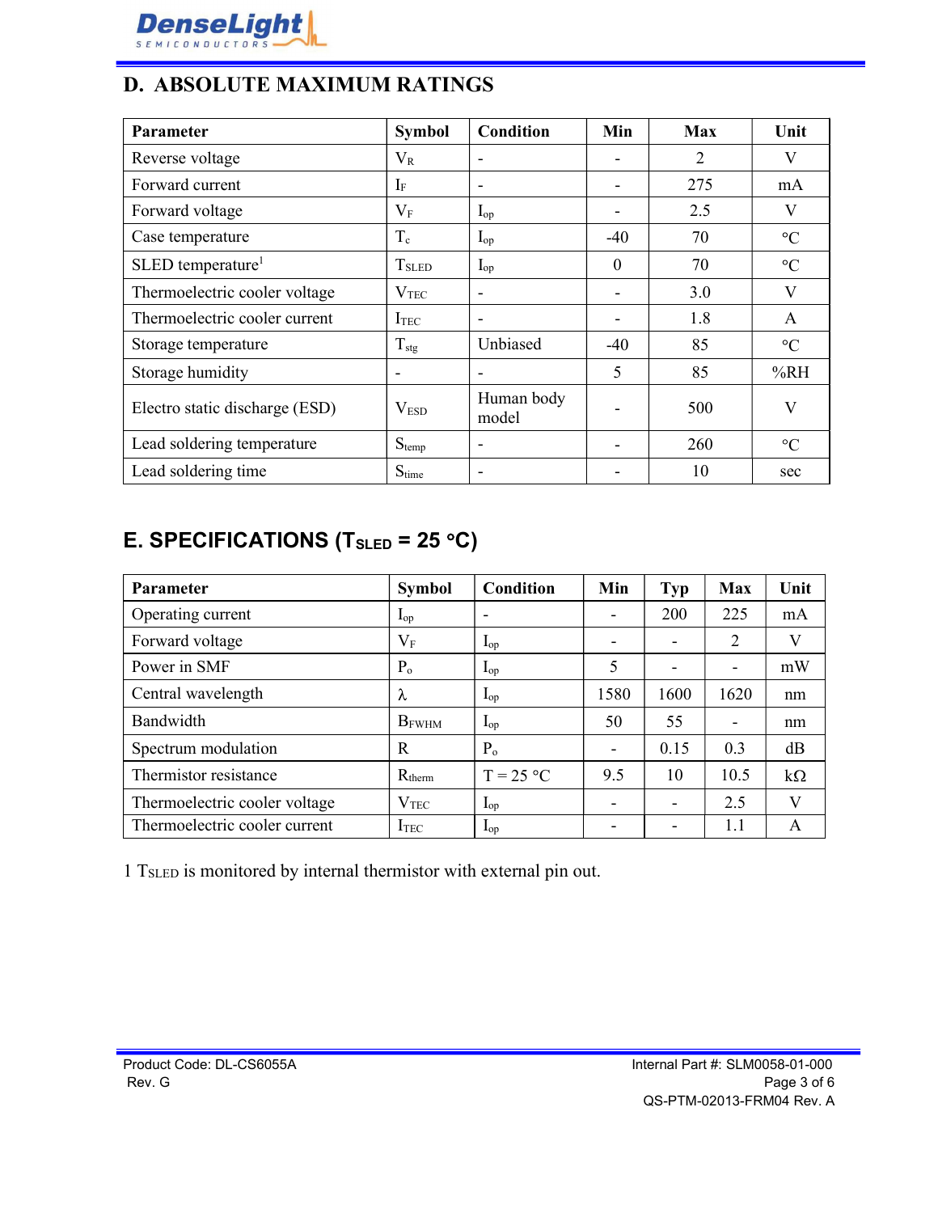## D. ABSOLUTE MAXIMUM RATINGS

| Parameter | Symbol | Condition | Min | Max | Unit |
|---|---|---|---|---|---|
| Reverse voltage | $V_R$ | - | - | 2 | V |
| Forward current | $I_F$ | - | - | 275 | mA |
| Forward voltage | $V_F$ | $I_{op}$ | - | 2.5 | V |
| Case temperature | $T_c$ | $I_{op}$ | -40 | 70 | °C |
| SLED temperature[1] | $T_{SLED}$ | $I_{op}$ | 0 | 70 | °C |
| Thermoelectric cooler voltage | $V_{TEC}$ | - | - | 3.0 | V |
| Thermoelectric cooler current | $I_{TEC}$ | - | - | 1.8 | A |
| Storage temperature | $T_{stg}$ | Unbiased | -40 | 85 | °C |
| Storage humidity | - | - | 5 | 85 | %RH |
| Electro static discharge (ESD) | $V_{ESD}$ | Human body model | - | 500 | V |
| Lead soldering temperature | $S_{temp}$ | - | - | 260 | °C |
| Lead soldering time | $S_{time}$ | - | - | 10 | sec |

## E. SPECIFICATIONS ($T_{SLED}$ = 25 °C)

| Parameter | Symbol | Condition | Min | Typ | Max | Unit |
|---|---|---|---|---|---|---|
| Operating current | $I_{op}$ | - | - | 200 | 225 | mA |
| Forward voltage | $V_F$ | $I_{op}$ | - | - | 2 | V |
| Power in SMF | $P_o$ | $I_{op}$ | 5 | - | - | mW |
| Central wavelength | $\lambda$ | $I_{op}$ | 1580 | 1600 | 1620 | nm |
| Bandwidth | $B_{FWHM}$ | $I_{op}$ | 50 | 55 | - | nm |
| Spectrum modulation | R | $P_o$ | - | 0.15 | 0.3 | dB |
| Thermistor resistance | $R_{therm}$ | T = 25 °C | 9.5 | 10 | 10.5 | kΩ |
| Thermoelectric cooler voltage | $V_{TEC}$ | $I_{op}$ | - | - | 2.5 | V |
| Thermoelectric cooler current | $I_{TEC}$ | $I_{op}$ | - | - | 1.1 | A |

1 $T_{SLED}$ is monitored by internal thermistor with external pin out.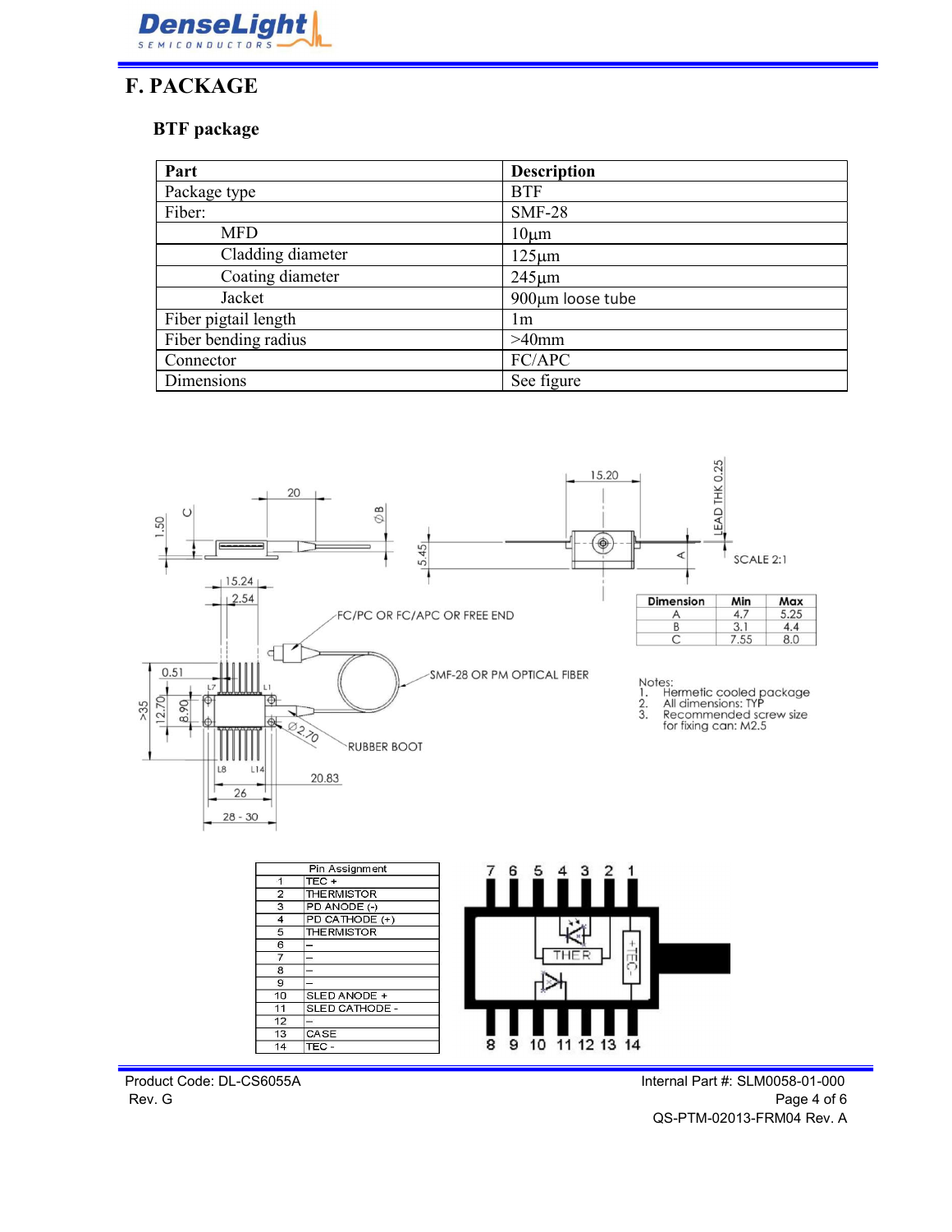# F. PACKAGE

## BTF package

| Part | Description |
|---|---|
| Package type | BTF |
| Fiber: | SMF-28 |
| MFD | 10μm |
| Cladding diameter | 125μm |
| Coating diameter | 245μm |
| Jacket | 900μm loose tube |
| Fiber pigtail length | 1m |
| Fiber bending radius | >40mm |
| Connector | FC/APC |
| Dimensions | See figure |

20
1.50
C
ØB
5.45
15.20
LEAD THK 0.25
A
SCALE 2:1
15.24
2.54
FC/PC OR FC/APC OR FREE END
SMF-28 OR PM OPTICAL FIBER
0.51
>35
12.70
8.90
Ø2.70
RUBBER BOOT
20.83
26
28 - 30

| Dimension | Min | Max |
|---|---|---|
| A | 4.7 | 5.25 |
| B | 3.1 | 4.4 |
| C | 7.55 | 8.0 |

Notes:
1. Hermetic cooled package
2. All dimensions: TYP
3. Recommended screw size for fixing can: M2.5

| Pin Assignment | |
|---|---|
| 1 | TEC + |
| 2 | THERMISTOR |
| 3 | PD ANODE (-) |
| 4 | PD CATHODE (+) |
| 5 | THERMISTOR |
| 6 | – |
| 7 | – |
| 8 | – |
| 9 | – |
| 10 | SLED ANODE + |
| 11 | SLED CATHODE - |
| 12 | – |
| 13 | CASE |
| 14 | TEC - |

7 6 5 4 3 2 1
THER
+TEC-
8 9 10 11 12 13 14

Product Code: DL-CS6055A
Rev. G

Internal Part #: SLM0058-01-000
QS-PTM-02013-FRM04 Rev. A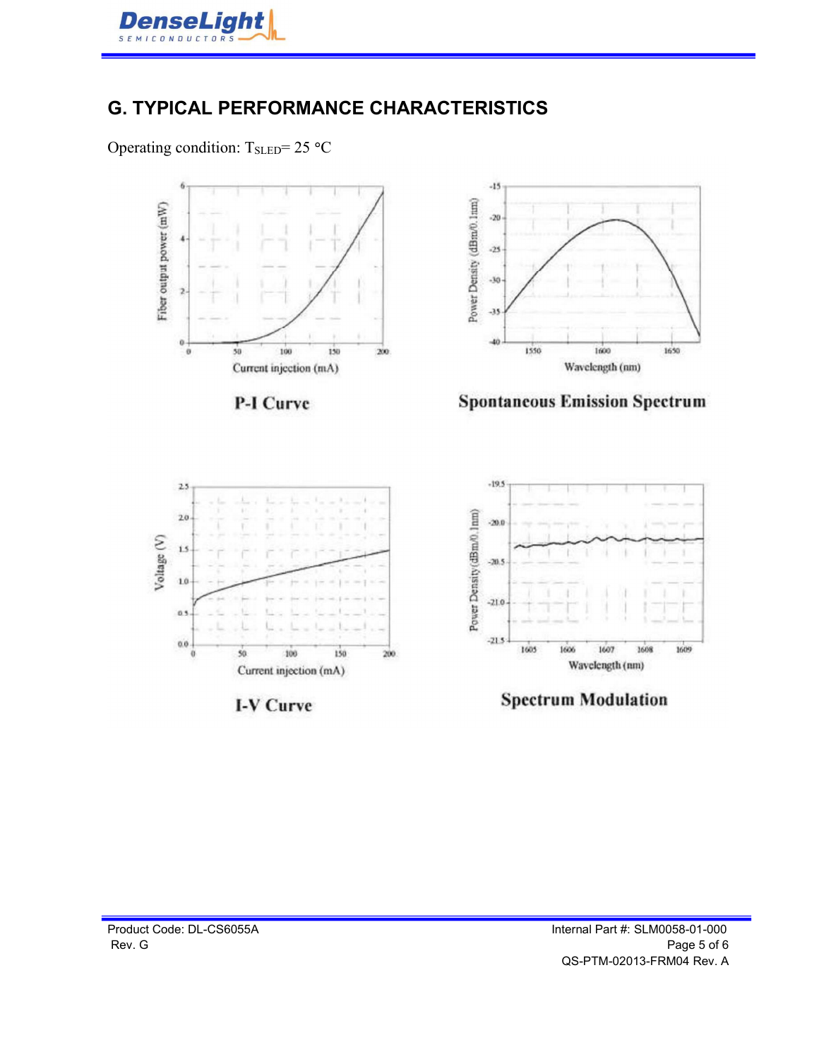## G. TYPICAL PERFORMANCE CHARACTERISTICS

Operating condition: $T_{SLED}$= 25 °C

Fiber output power (mW)

6
4
2
0

0 50 100 150 200

Current injection (mA)

**P-I Curve**

Power Density (dBm/0.1nm)

-15
-20
-25
-30
-35
-40

1550 1600 1650

Wavelength (nm)

**Spontaneous Emission Spectrum**

Voltage (V)

2.5
2.0
1.5
1.0
0.5
0.0

0 50 100 150 200

Current injection (mA)

**I-V Curve**

Power Density (dBm/0.1nm)

-19.5
-20.0
-20.5
-21.0
-21.5

1605 1606 1607 1608 1609

Wavelength (nm)

**Spectrum Modulation**

Product Code: DL-CS6055A
Rev. G

Internal Part #: SLM0058-01-000
QS-PTM-02013-FRM04 Rev. A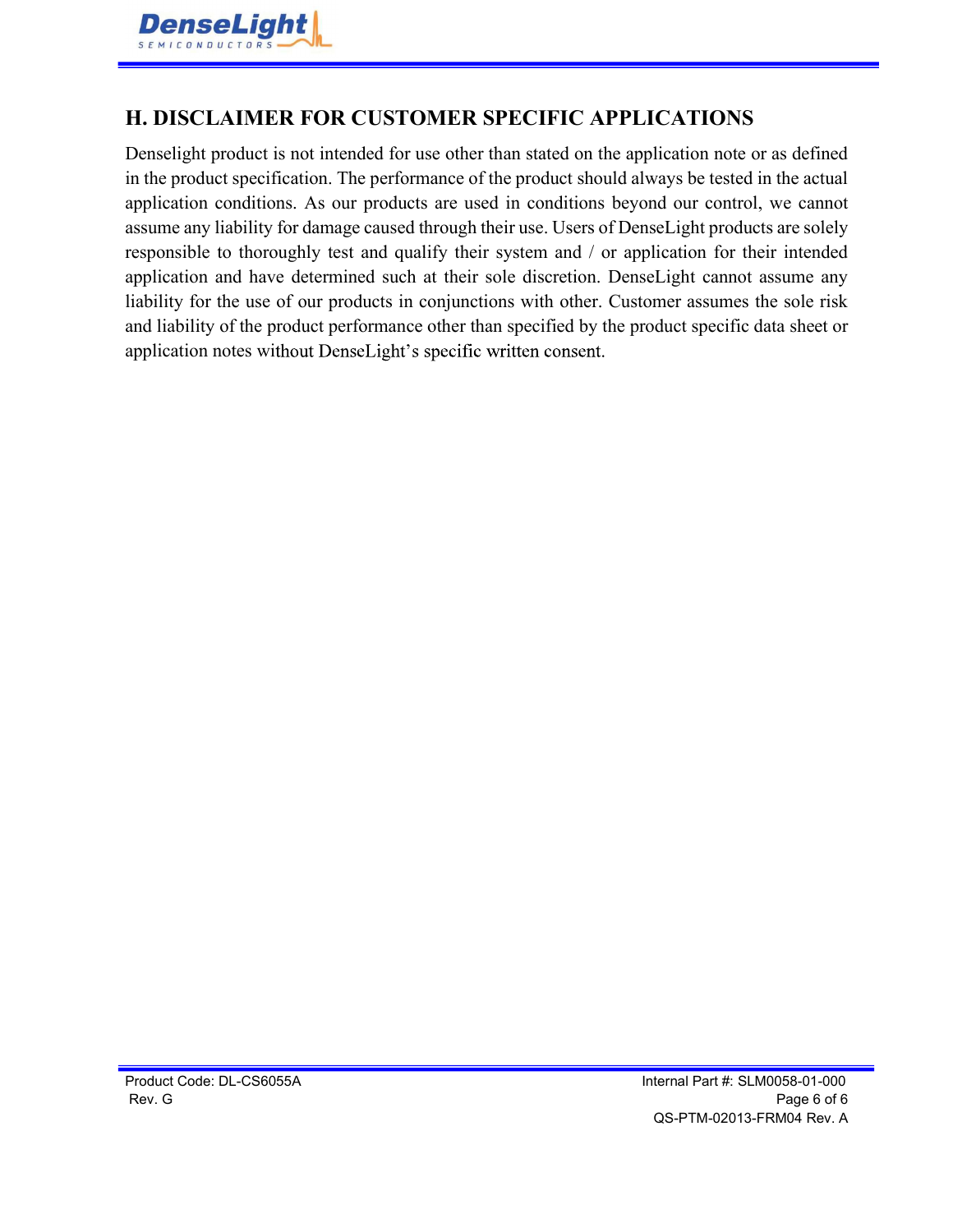## H. DISCLAIMER FOR CUSTOMER SPECIFIC APPLICATIONS

Denselight product is not intended for use other than stated on the application note or as defined in the product specification. The performance of the product should always be tested in the actual application conditions. As our products are used in conditions beyond our control, we cannot assume any liability for damage caused through their use. Users of DenseLight products are solely responsible to thoroughly test and qualify their system and / or application for their intended application and have determined such at their sole discretion. DenseLight cannot assume any liability for the use of our products in conjunctions with other. Customer assumes the sole risk and liability of the product performance other than specified by the product specific data sheet or application notes without DenseLight's specific written consent.